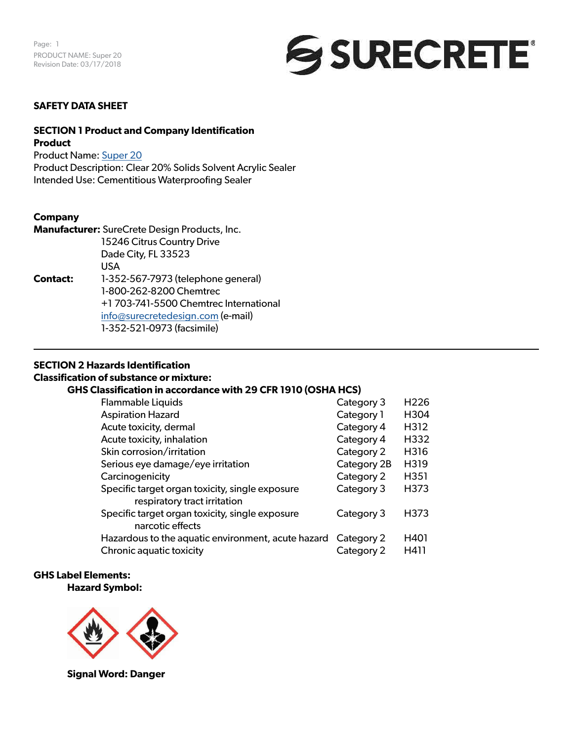# SAFETY DATA SHEET

## SECTION 1 Product and Company Identification

**Product**

Product Name: Super 20
Product Description: Clear 20% Solids Solvent Acrylic Sealer
Intended Use: Cementitious Waterproofing Sealer

**Company**

**Manufacturer:** SureCrete Design Products, Inc.
15246 Citrus Country Drive
Dade City, FL 33523
USA

**Contact:** 1-352-567-7973 (telephone general)
1-800-262-8200 Chemtrec
+1 703-741-5500 Chemtrec International
info@surecretedesign.com (e-mail)
1-352-521-0973 (facsimile)

## SECTION 2 Hazards Identification

**Classification of substance or mixture:**

**GHS Classification in accordance with 29 CFR 1910 (OSHA HCS)**

| | | |
|---|---|---|
| Flammable Liquids | Category 3 | H226 |
| Aspiration Hazard | Category 1 | H304 |
| Acute toxicity, dermal | Category 4 | H312 |
| Acute toxicity, inhalation | Category 4 | H332 |
| Skin corrosion/irritation | Category 2 | H316 |
| Serious eye damage/eye irritation | Category 2B | H319 |
| Carcinogenicity | Category 2 | H351 |
| Specific target organ toxicity, single exposure respiratory tract irritation | Category 3 | H373 |
| Specific target organ toxicity, single exposure narcotic effects | Category 3 | H373 |
| Hazardous to the aquatic environment, acute hazard | Category 2 | H401 |
| Chronic aquatic toxicity | Category 2 | H411 |

**GHS Label Elements:**

**Hazard Symbol:**

**Signal Word: Danger**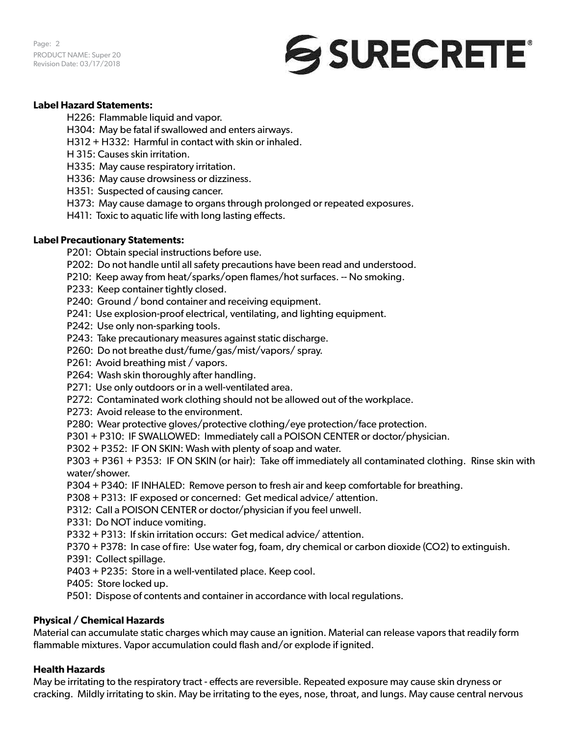**Label Hazard Statements:**

H226: Flammable liquid and vapor.
H304: May be fatal if swallowed and enters airways.
H312 + H332: Harmful in contact with skin or inhaled.
H 315: Causes skin irritation.
H335: May cause respiratory irritation.
H336: May cause drowsiness or dizziness.
H351: Suspected of causing cancer.
H373: May cause damage to organs through prolonged or repeated exposures.
H411: Toxic to aquatic life with long lasting effects.

**Label Precautionary Statements:**

P201: Obtain special instructions before use.
P202: Do not handle until all safety precautions have been read and understood.
P210: Keep away from heat/sparks/open flames/hot surfaces. -- No smoking.
P233: Keep container tightly closed.
P240: Ground / bond container and receiving equipment.
P241: Use explosion-proof electrical, ventilating, and lighting equipment.
P242: Use only non-sparking tools.
P243: Take precautionary measures against static discharge.
P260: Do not breathe dust/fume/gas/mist/vapors/ spray.
P261: Avoid breathing mist / vapors.
P264: Wash skin thoroughly after handling.
P271: Use only outdoors or in a well-ventilated area.
P272: Contaminated work clothing should not be allowed out of the workplace.
P273: Avoid release to the environment.
P280: Wear protective gloves/protective clothing/eye protection/face protection.
P301 + P310: IF SWALLOWED: Immediately call a POISON CENTER or doctor/physician.
P302 + P352: IF ON SKIN: Wash with plenty of soap and water.
P303 + P361 + P353: IF ON SKIN (or hair): Take off immediately all contaminated clothing. Rinse skin with water/shower.
P304 + P340: IF INHALED: Remove person to fresh air and keep comfortable for breathing.
P308 + P313: IF exposed or concerned: Get medical advice/ attention.
P312: Call a POISON CENTER or doctor/physician if you feel unwell.
P331: Do NOT induce vomiting.
P332 + P313: If skin irritation occurs: Get medical advice/ attention.
P370 + P378: In case of fire: Use water fog, foam, dry chemical or carbon dioxide ($CO_2$) to extinguish.
P391: Collect spillage.
P403 + P235: Store in a well-ventilated place. Keep cool.
P405: Store locked up.
P501: Dispose of contents and container in accordance with local regulations.

**Physical / Chemical Hazards**

Material can accumulate static charges which may cause an ignition. Material can release vapors that readily form flammable mixtures. Vapor accumulation could flash and/or explode if ignited.

**Health Hazards**

May be irritating to the respiratory tract - effects are reversible. Repeated exposure may cause skin dryness or cracking. Mildly irritating to skin. May be irritating to the eyes, nose, throat, and lungs. May cause central nervous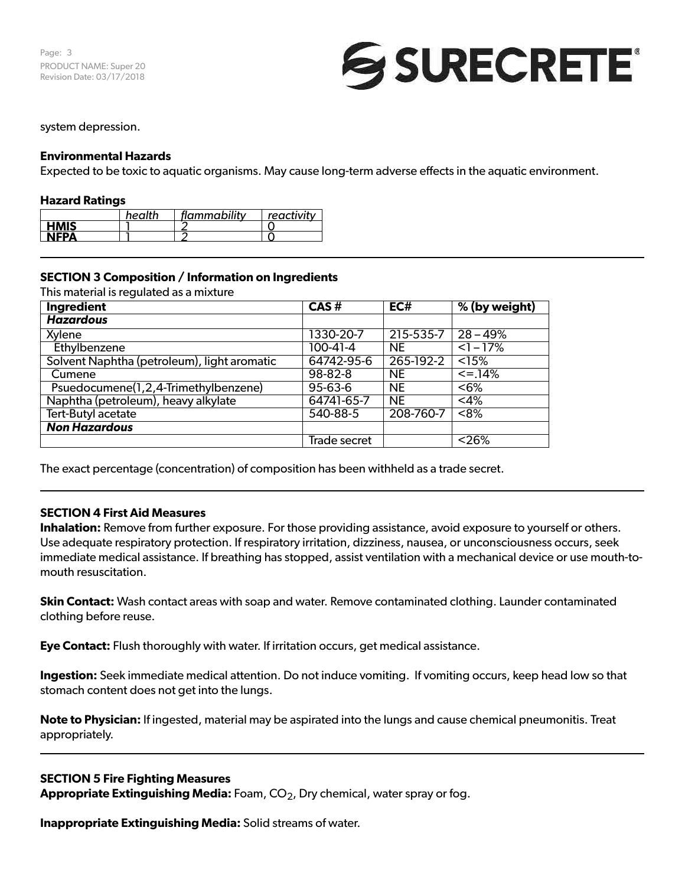system depression.

**Environmental Hazards**

Expected to be toxic to aquatic organisms. May cause long-term adverse effects in the aquatic environment.

**Hazard Ratings**

| | *health* | *flammability* | *reactivity* |
|---|---|---|---|
| **HMIS** | 1 | 2 | 0 |
| **NFPA** | 1 | 2 | 0 |

## SECTION 3 Composition / Information on Ingredients

This material is regulated as a mixture

| Ingredient | CAS # | EC# | % (by weight) |
|---|---|---|---|
| ***Hazardous*** | | | |
| Xylene | 1330-20-7 | 215-535-7 | 28 – 49% |
| Ethylbenzene | 100-41-4 | NE | <1 – 17% |
| Solvent Naphtha (petroleum), light aromatic | 64742-95-6 | 265-192-2 | <15% |
| Cumene | 98-82-8 | NE | <=.14% |
| Psuedocumene(1,2,4-Trimethylbenzene) | 95-63-6 | NE | <6% |
| Naphtha (petroleum), heavy alkylate | 64741-65-7 | NE | <4% |
| Tert-Butyl acetate | 540-88-5 | 208-760-7 | <8% |
| ***Non Hazardous*** | | | |
| | Trade secret | | <26% |

The exact percentage (concentration) of composition has been withheld as a trade secret.

## SECTION 4 First Aid Measures

**Inhalation:** Remove from further exposure. For those providing assistance, avoid exposure to yourself or others. Use adequate respiratory protection. If respiratory irritation, dizziness, nausea, or unconsciousness occurs, seek immediate medical assistance. If breathing has stopped, assist ventilation with a mechanical device or use mouth-to-mouth resuscitation.

**Skin Contact:** Wash contact areas with soap and water. Remove contaminated clothing. Launder contaminated clothing before reuse.

**Eye Contact:** Flush thoroughly with water. If irritation occurs, get medical assistance.

**Ingestion:** Seek immediate medical attention. Do not induce vomiting. If vomiting occurs, keep head low so that stomach content does not get into the lungs.

**Note to Physician:** If ingested, material may be aspirated into the lungs and cause chemical pneumonitis. Treat appropriately.

## SECTION 5 Fire Fighting Measures

**Appropriate Extinguishing Media:** Foam, $CO_2$, Dry chemical, water spray or fog.

**Inappropriate Extinguishing Media:** Solid streams of water.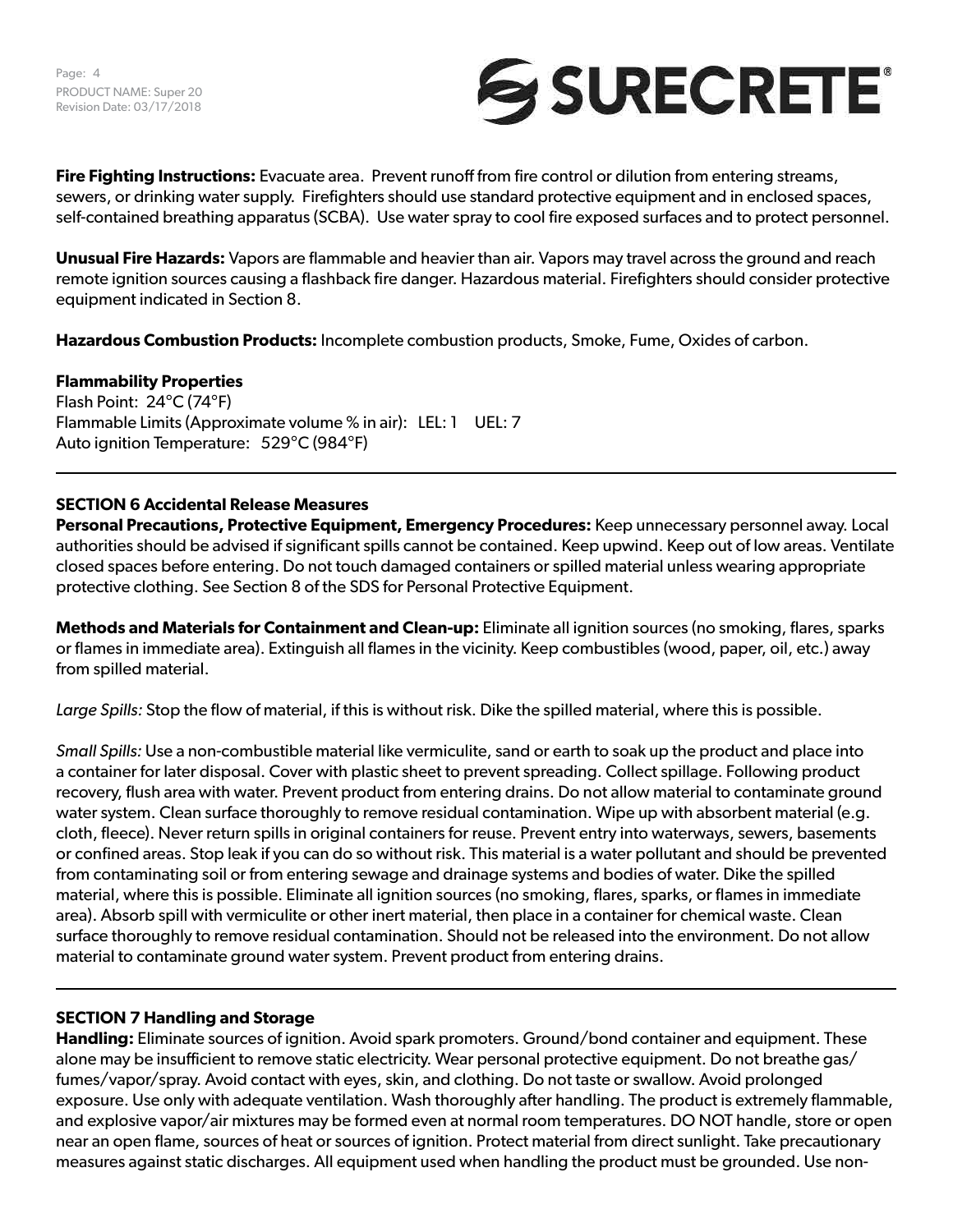**Fire Fighting Instructions:** Evacuate area. Prevent runoff from fire control or dilution from entering streams, sewers, or drinking water supply. Firefighters should use standard protective equipment and in enclosed spaces, self-contained breathing apparatus (SCBA). Use water spray to cool fire exposed surfaces and to protect personnel.

**Unusual Fire Hazards:** Vapors are flammable and heavier than air. Vapors may travel across the ground and reach remote ignition sources causing a flashback fire danger. Hazardous material. Firefighters should consider protective equipment indicated in Section 8.

**Hazardous Combustion Products:** Incomplete combustion products, Smoke, Fume, Oxides of carbon.

**Flammability Properties**
Flash Point: 24°C (74°F)
Flammable Limits (Approximate volume % in air): LEL: 1 UEL: 7
Auto ignition Temperature: 529°C (984°F)

---

## SECTION 6 Accidental Release Measures

**Personal Precautions, Protective Equipment, Emergency Procedures:** Keep unnecessary personnel away. Local authorities should be advised if significant spills cannot be contained. Keep upwind. Keep out of low areas. Ventilate closed spaces before entering. Do not touch damaged containers or spilled material unless wearing appropriate protective clothing. See Section 8 of the SDS for Personal Protective Equipment.

**Methods and Materials for Containment and Clean-up:** Eliminate all ignition sources (no smoking, flares, sparks or flames in immediate area). Extinguish all flames in the vicinity. Keep combustibles (wood, paper, oil, etc.) away from spilled material.

*Large Spills:* Stop the flow of material, if this is without risk. Dike the spilled material, where this is possible.

*Small Spills:* Use a non-combustible material like vermiculite, sand or earth to soak up the product and place into a container for later disposal. Cover with plastic sheet to prevent spreading. Collect spillage. Following product recovery, flush area with water. Prevent product from entering drains. Do not allow material to contaminate ground water system. Clean surface thoroughly to remove residual contamination. Wipe up with absorbent material (e.g. cloth, fleece). Never return spills in original containers for reuse. Prevent entry into waterways, sewers, basements or confined areas. Stop leak if you can do so without risk. This material is a water pollutant and should be prevented from contaminating soil or from entering sewage and drainage systems and bodies of water. Dike the spilled material, where this is possible. Eliminate all ignition sources (no smoking, flares, sparks, or flames in immediate area). Absorb spill with vermiculite or other inert material, then place in a container for chemical waste. Clean surface thoroughly to remove residual contamination. Should not be released into the environment. Do not allow material to contaminate ground water system. Prevent product from entering drains.

---

## SECTION 7 Handling and Storage

**Handling:** Eliminate sources of ignition. Avoid spark promoters. Ground/bond container and equipment. These alone may be insufficient to remove static electricity. Wear personal protective equipment. Do not breathe gas/ fumes/vapor/spray. Avoid contact with eyes, skin, and clothing. Do not taste or swallow. Avoid prolonged exposure. Use only with adequate ventilation. Wash thoroughly after handling. The product is extremely flammable, and explosive vapor/air mixtures may be formed even at normal room temperatures. DO NOT handle, store or open near an open flame, sources of heat or sources of ignition. Protect material from direct sunlight. Take precautionary measures against static discharges. All equipment used when handling the product must be grounded. Use non-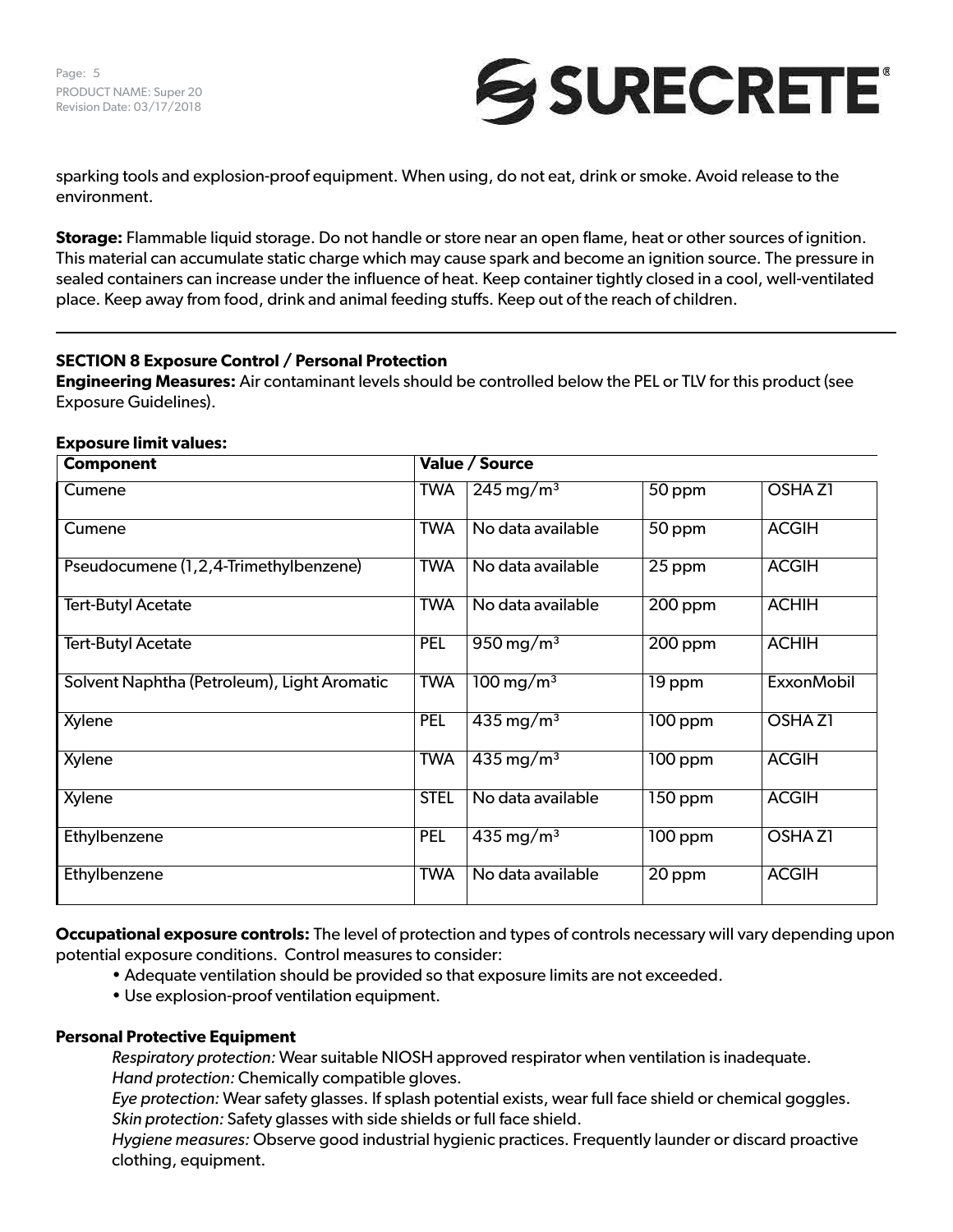sparking tools and explosion-proof equipment. When using, do not eat, drink or smoke. Avoid release to the environment.

**Storage:** Flammable liquid storage. Do not handle or store near an open flame, heat or other sources of ignition. This material can accumulate static charge which may cause spark and become an ignition source. The pressure in sealed containers can increase under the influence of heat. Keep container tightly closed in a cool, well-ventilated place. Keep away from food, drink and animal feeding stuffs. Keep out of the reach of children.

## SECTION 8 Exposure Control / Personal Protection

**Engineering Measures:** Air contaminant levels should be controlled below the PEL or TLV for this product (see Exposure Guidelines).

**Exposure limit values:**

| Component | Value / Source | | | |
|---|---|---|---|---|
| Cumene | TWA | 245 mg/m³ | 50 ppm | OSHA Z1 |
| Cumene | TWA | No data available | 50 ppm | ACGIH |
| Pseudocumene (1,2,4-Trimethylbenzene) | TWA | No data available | 25 ppm | ACGIH |
| Tert-Butyl Acetate | TWA | No data available | 200 ppm | ACHIH |
| Tert-Butyl Acetate | PEL | 950 mg/m³ | 200 ppm | ACHIH |
| Solvent Naphtha (Petroleum), Light Aromatic | TWA | 100 mg/m³ | 19 ppm | ExxonMobil |
| Xylene | PEL | 435 mg/m³ | 100 ppm | OSHA Z1 |
| Xylene | TWA | 435 mg/m³ | 100 ppm | ACGIH |
| Xylene | STEL | No data available | 150 ppm | ACGIH |
| Ethylbenzene | PEL | 435 mg/m³ | 100 ppm | OSHA Z1 |
| Ethylbenzene | TWA | No data available | 20 ppm | ACGIH |

**Occupational exposure controls:** The level of protection and types of controls necessary will vary depending upon potential exposure conditions. Control measures to consider:

- Adequate ventilation should be provided so that exposure limits are not exceeded.
- Use explosion-proof ventilation equipment.

**Personal Protective Equipment**

*Respiratory protection:* Wear suitable NIOSH approved respirator when ventilation is inadequate.
*Hand protection:* Chemically compatible gloves.
*Eye protection:* Wear safety glasses. If splash potential exists, wear full face shield or chemical goggles.
*Skin protection:* Safety glasses with side shields or full face shield.
*Hygiene measures:* Observe good industrial hygienic practices. Frequently launder or discard proactive clothing, equipment.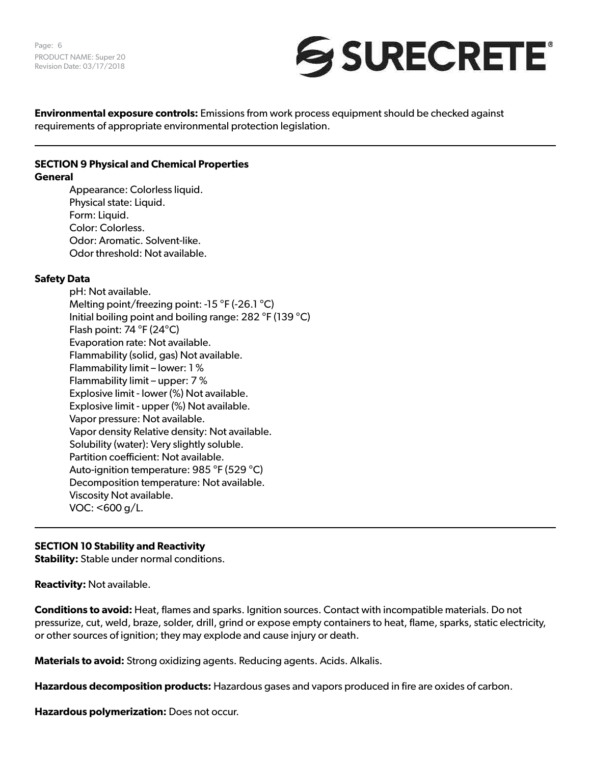**Environmental exposure controls:** Emissions from work process equipment should be checked against requirements of appropriate environmental protection legislation.

## SECTION 9 Physical and Chemical Properties

**General**

Appearance: Colorless liquid.
Physical state: Liquid.
Form: Liquid.
Color: Colorless.
Odor: Aromatic. Solvent-like.
Odor threshold: Not available.

**Safety Data**

pH: Not available.
Melting point/freezing point: -15 °F (-26.1 °C)
Initial boiling point and boiling range: 282 °F (139 °C)
Flash point: 74 °F (24°C)
Evaporation rate: Not available.
Flammability (solid, gas) Not available.
Flammability limit – lower: 1 %
Flammability limit – upper: 7 %
Explosive limit - lower (%) Not available.
Explosive limit - upper (%) Not available.
Vapor pressure: Not available.
Vapor density Relative density: Not available.
Solubility (water): Very slightly soluble.
Partition coefficient: Not available.
Auto-ignition temperature: 985 °F (529 °C)
Decomposition temperature: Not available.
Viscosity Not available.
VOC: <600 g/L.

## SECTION 10 Stability and Reactivity

**Stability:** Stable under normal conditions.

**Reactivity:** Not available.

**Conditions to avoid:** Heat, flames and sparks. Ignition sources. Contact with incompatible materials. Do not pressurize, cut, weld, braze, solder, drill, grind or expose empty containers to heat, flame, sparks, static electricity, or other sources of ignition; they may explode and cause injury or death.

**Materials to avoid:** Strong oxidizing agents. Reducing agents. Acids. Alkalis.

**Hazardous decomposition products:** Hazardous gases and vapors produced in fire are oxides of carbon.

**Hazardous polymerization:** Does not occur.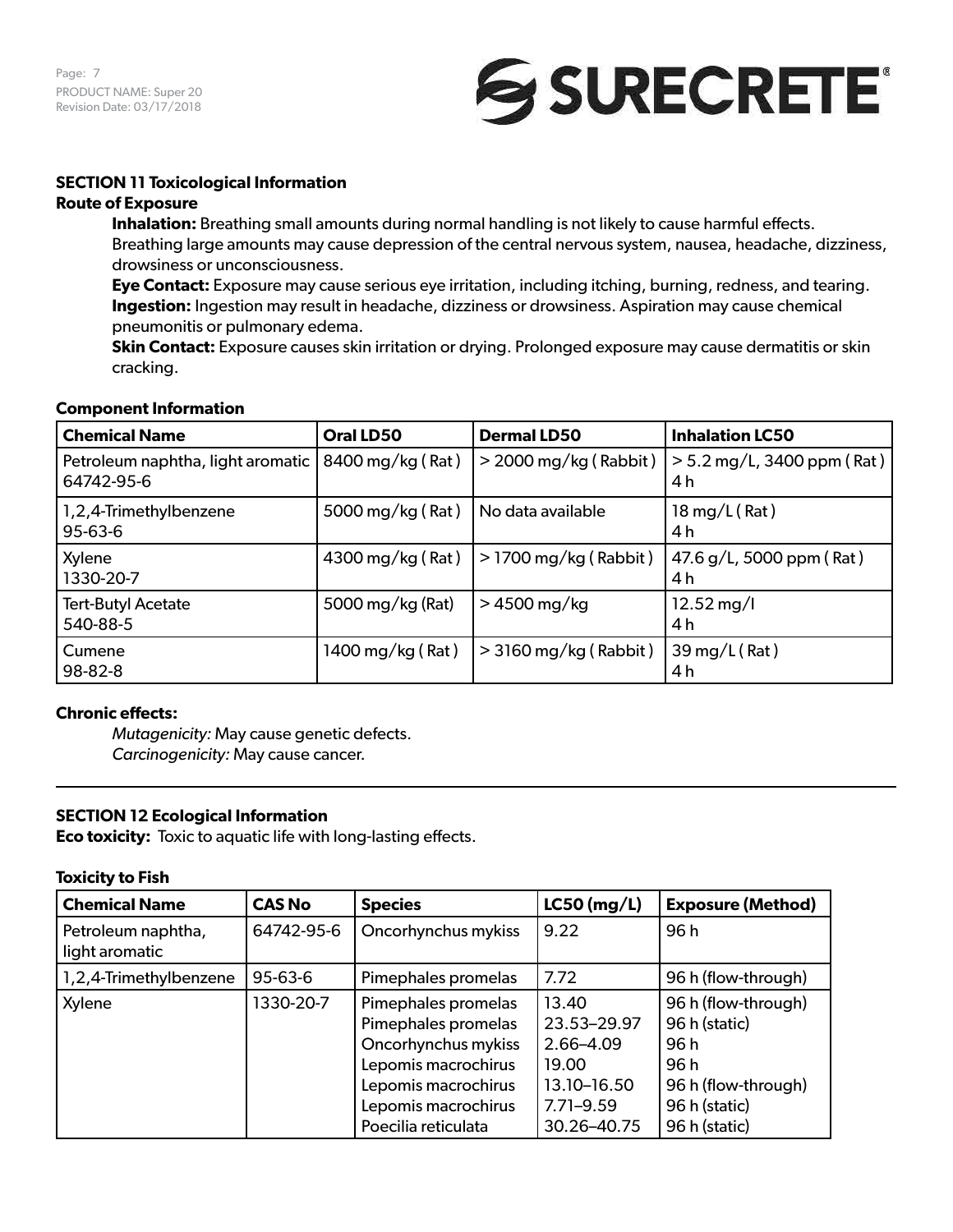## SECTION 11 Toxicological Information

### Route of Exposure

**Inhalation:** Breathing small amounts during normal handling is not likely to cause harmful effects. Breathing large amounts may cause depression of the central nervous system, nausea, headache, dizziness, drowsiness or unconsciousness.

**Eye Contact:** Exposure may cause serious eye irritation, including itching, burning, redness, and tearing.

**Ingestion:** Ingestion may result in headache, dizziness or drowsiness. Aspiration may cause chemical pneumonitis or pulmonary edema.

**Skin Contact:** Exposure causes skin irritation or drying. Prolonged exposure may cause dermatitis or skin cracking.

### Component Information

| Chemical Name | Oral LD50 | Dermal LD50 | Inhalation LC50 |
|---|---|---|---|
| Petroleum naphtha, light aromatic 64742-95-6 | 8400 mg/kg ( Rat ) | > 2000 mg/kg ( Rabbit ) | > 5.2 mg/L, 3400 ppm ( Rat ) 4 h |
| 1,2,4-Trimethylbenzene 95-63-6 | 5000 mg/kg ( Rat ) | No data available | 18 mg/L ( Rat ) 4 h |
| Xylene 1330-20-7 | 4300 mg/kg ( Rat ) | > 1700 mg/kg ( Rabbit ) | 47.6 g/L, 5000 ppm ( Rat ) 4 h |
| Tert-Butyl Acetate 540-88-5 | 5000 mg/kg (Rat) | > 4500 mg/kg | 12.52 mg/l 4 h |
| Cumene 98-82-8 | 1400 mg/kg ( Rat ) | > 3160 mg/kg ( Rabbit ) | 39 mg/L ( Rat ) 4 h |

### Chronic effects:

*Mutagenicity:* May cause genetic defects.
*Carcinogenicity:* May cause cancer.

## SECTION 12 Ecological Information

**Eco toxicity:** Toxic to aquatic life with long-lasting effects.

### Toxicity to Fish

| Chemical Name | CAS No | Species | LC50 (mg/L) | Exposure (Method) |
|---|---|---|---|---|
| Petroleum naphtha, light aromatic | 64742-95-6 | Oncorhynchus mykiss | 9.22 | 96 h |
| 1,2,4-Trimethylbenzene | 95-63-6 | Pimephales promelas | 7.72 | 96 h (flow-through) |
| Xylene | 1330-20-7 | Pimephales promelas<br>Pimephales promelas<br>Oncorhynchus mykiss<br>Lepomis macrochirus<br>Lepomis macrochirus<br>Lepomis macrochirus<br>Poecilia reticulata | 13.40<br>23.53–29.97<br>2.66–4.09<br>19.00<br>13.10–16.50<br>7.71–9.59<br>30.26–40.75 | 96 h (flow-through)<br>96 h (static)<br>96 h<br>96 h<br>96 h (flow-through)<br>96 h (static)<br>96 h (static) |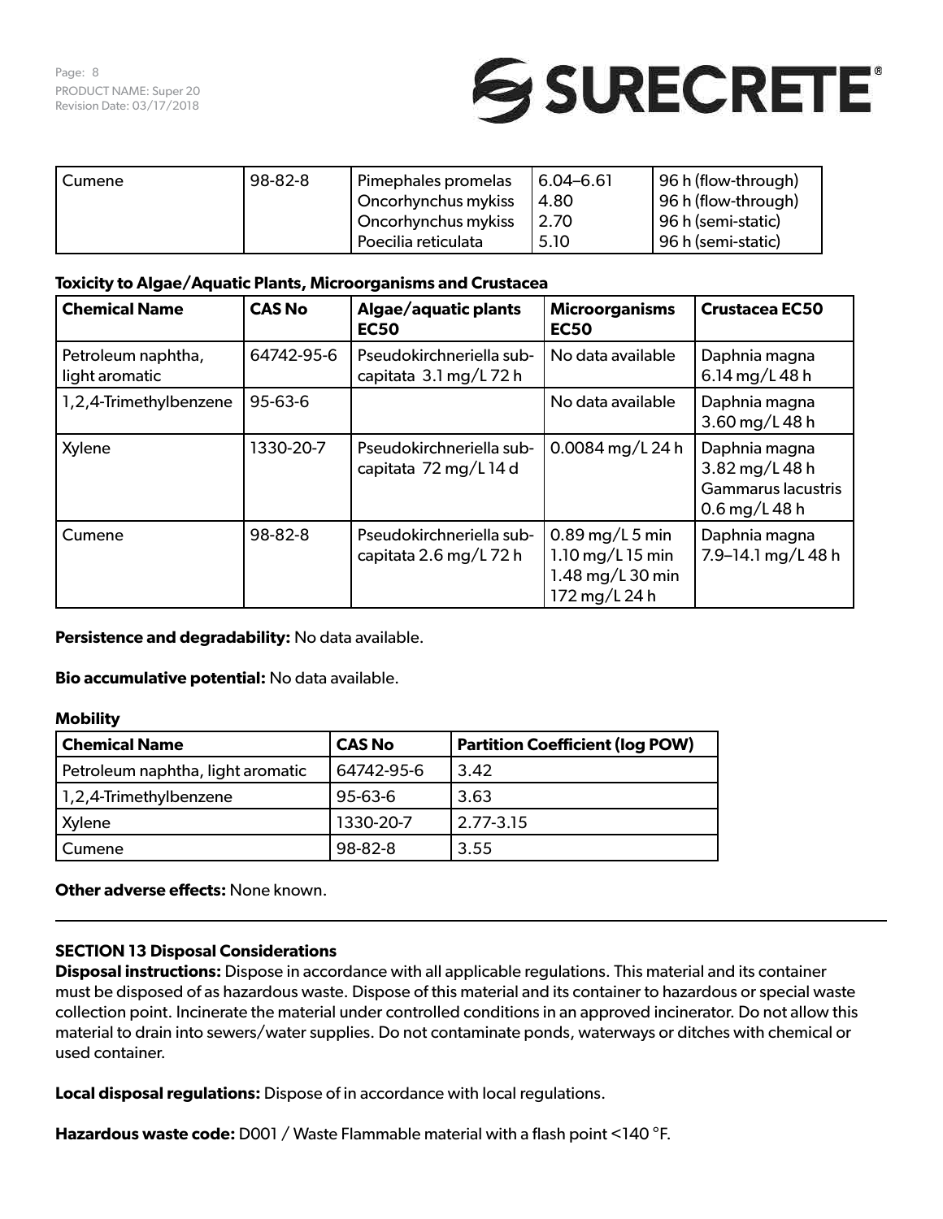| Cumene | 98-82-8 | Pimephales promelas<br>Oncorhynchus mykiss<br>Oncorhynchus mykiss<br>Poecilia reticulata | 6.04–6.61<br>4.80<br>2.70<br>5.10 | 96 h (flow-through)<br>96 h (flow-through)<br>96 h (semi-static)<br>96 h (semi-static) |
|---|---|---|---|---|

**Toxicity to Algae/Aquatic Plants, Microorganisms and Crustacea**

| Chemical Name | CAS No | Algae/aquatic plants EC50 | Microorganisms EC50 | Crustacea EC50 |
|---|---|---|---|---|
| Petroleum naphtha, light aromatic | 64742-95-6 | Pseudokirchneriella subcapitata 3.1 mg/L 72 h | No data available | Daphnia magna 6.14 mg/L 48 h |
| 1,2,4-Trimethylbenzene | 95-63-6 | | No data available | Daphnia magna 3.60 mg/L 48 h |
| Xylene | 1330-20-7 | Pseudokirchneriella subcapitata 72 mg/L 14 d | 0.0084 mg/L 24 h | Daphnia magna 3.82 mg/L 48 h<br>Gammarus lacustris 0.6 mg/L 48 h |
| Cumene | 98-82-8 | Pseudokirchneriella subcapitata 2.6 mg/L 72 h | 0.89 mg/L 5 min<br>1.10 mg/L 15 min<br>1.48 mg/L 30 min<br>172 mg/L 24 h | Daphnia magna 7.9–14.1 mg/L 48 h |

**Persistence and degradability:** No data available.

**Bio accumulative potential:** No data available.

**Mobility**

| Chemical Name | CAS No | Partition Coefficient (log POW) |
|---|---|---|
| Petroleum naphtha, light aromatic | 64742-95-6 | 3.42 |
| 1,2,4-Trimethylbenzene | 95-63-6 | 3.63 |
| Xylene | 1330-20-7 | 2.77-3.15 |
| Cumene | 98-82-8 | 3.55 |

**Other adverse effects:** None known.

## SECTION 13 Disposal Considerations

**Disposal instructions:** Dispose in accordance with all applicable regulations. This material and its container must be disposed of as hazardous waste. Dispose of this material and its container to hazardous or special waste collection point. Incinerate the material under controlled conditions in an approved incinerator. Do not allow this material to drain into sewers/water supplies. Do not contaminate ponds, waterways or ditches with chemical or used container.

**Local disposal regulations:** Dispose of in accordance with local regulations.

**Hazardous waste code:** D001 / Waste Flammable material with a flash point <140 °F.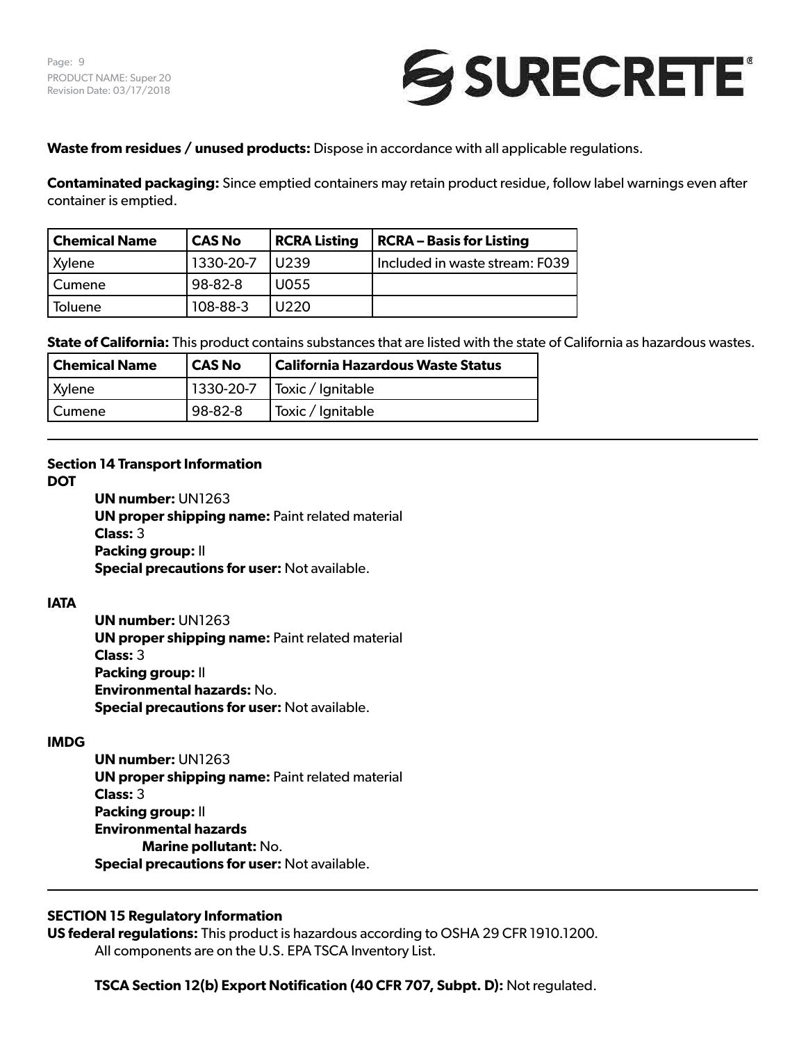**Waste from residues / unused products:** Dispose in accordance with all applicable regulations.

**Contaminated packaging:** Since emptied containers may retain product residue, follow label warnings even after container is emptied.

| Chemical Name | CAS No | RCRA Listing | RCRA – Basis for Listing |
|---|---|---|---|
| Xylene | 1330-20-7 | U239 | Included in waste stream: F039 |
| Cumene | 98-82-8 | U055 | |
| Toluene | 108-88-3 | U220 | |

**State of California:** This product contains substances that are listed with the state of California as hazardous wastes.

| Chemical Name | CAS No | California Hazardous Waste Status |
|---|---|---|
| Xylene | 1330-20-7 | Toxic / Ignitable |
| Cumene | 98-82-8 | Toxic / Ignitable |

## Section 14 Transport Information

**DOT**

**UN number:** UN1263
**UN proper shipping name:** Paint related material
**Class:** 3
**Packing group:** II
**Special precautions for user:** Not available.

**IATA**

**UN number:** UN1263
**UN proper shipping name:** Paint related material
**Class:** 3
**Packing group:** II
**Environmental hazards:** No.
**Special precautions for user:** Not available.

**IMDG**

**UN number:** UN1263
**UN proper shipping name:** Paint related material
**Class:** 3
**Packing group:** II
**Environmental hazards**
**Marine pollutant:** No.
**Special precautions for user:** Not available.

## SECTION 15 Regulatory Information

**US federal regulations:** This product is hazardous according to OSHA 29 CFR 1910.1200.
All components are on the U.S. EPA TSCA Inventory List.

**TSCA Section 12(b) Export Notification (40 CFR 707, Subpt. D):** Not regulated.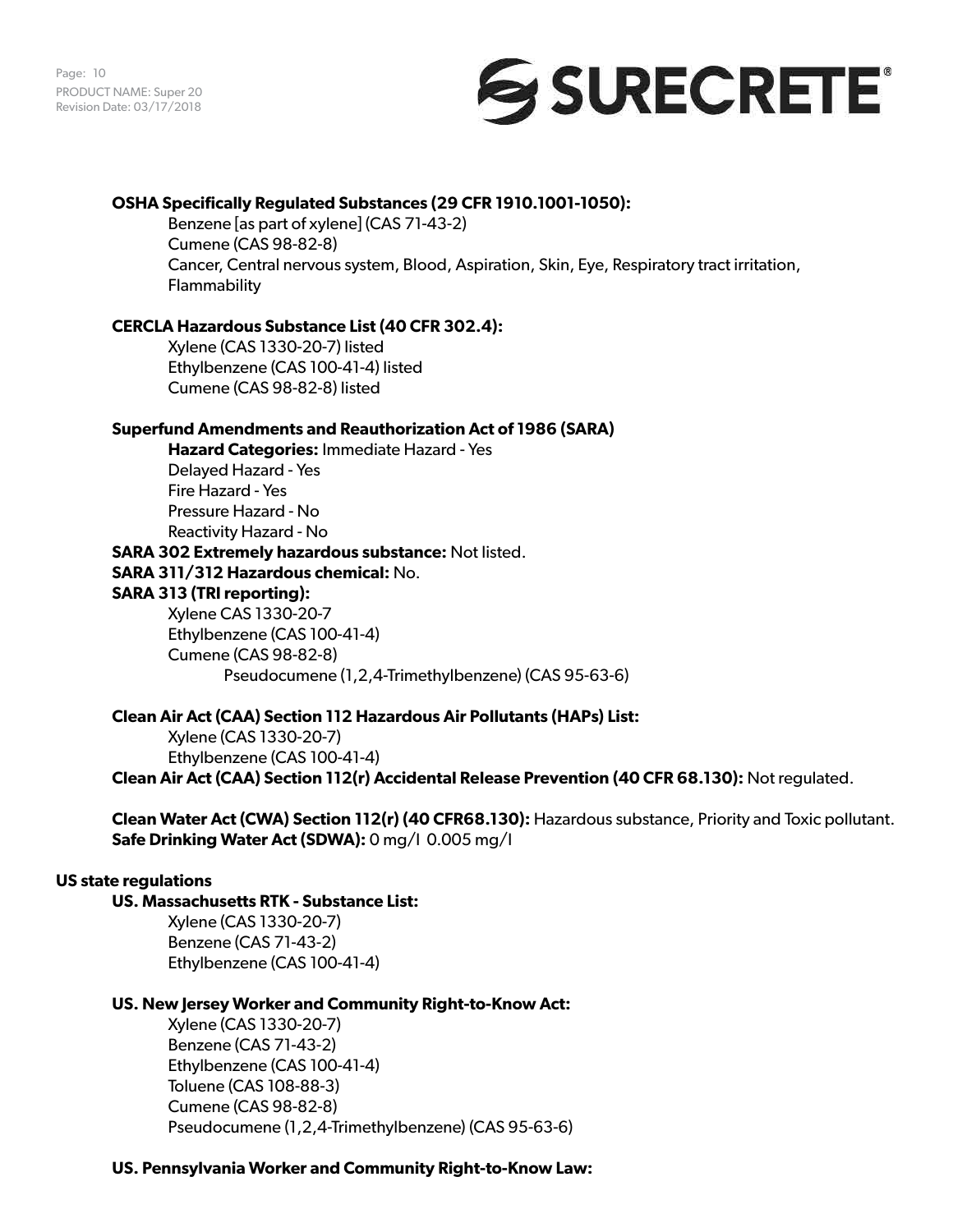**OSHA Specifically Regulated Substances (29 CFR 1910.1001-1050):**

Benzene [as part of xylene] (CAS 71-43-2)
Cumene (CAS 98-82-8)
Cancer, Central nervous system, Blood, Aspiration, Skin, Eye, Respiratory tract irritation, Flammability

**CERCLA Hazardous Substance List (40 CFR 302.4):**

Xylene (CAS 1330-20-7) listed
Ethylbenzene (CAS 100-41-4) listed
Cumene (CAS 98-82-8) listed

**Superfund Amendments and Reauthorization Act of 1986 (SARA)**

**Hazard Categories:** Immediate Hazard - Yes
Delayed Hazard - Yes
Fire Hazard - Yes
Pressure Hazard - No
Reactivity Hazard - No

**SARA 302 Extremely hazardous substance:** Not listed.

**SARA 311/312 Hazardous chemical:** No.

**SARA 313 (TRI reporting):**

Xylene CAS 1330-20-7
Ethylbenzene (CAS 100-41-4)
Cumene (CAS 98-82-8)
Pseudocumene (1,2,4-Trimethylbenzene) (CAS 95-63-6)

**Clean Air Act (CAA) Section 112 Hazardous Air Pollutants (HAPs) List:**

Xylene (CAS 1330-20-7)
Ethylbenzene (CAS 100-41-4)

**Clean Air Act (CAA) Section 112(r) Accidental Release Prevention (40 CFR 68.130):** Not regulated.

**Clean Water Act (CWA) Section 112(r) (40 CFR68.130):** Hazardous substance, Priority and Toxic pollutant.

**Safe Drinking Water Act (SDWA):** 0 mg/l 0.005 mg/l

**US state regulations**

**US. Massachusetts RTK - Substance List:**

Xylene (CAS 1330-20-7)
Benzene (CAS 71-43-2)
Ethylbenzene (CAS 100-41-4)

**US. New Jersey Worker and Community Right-to-Know Act:**

Xylene (CAS 1330-20-7)
Benzene (CAS 71-43-2)
Ethylbenzene (CAS 100-41-4)
Toluene (CAS 108-88-3)
Cumene (CAS 98-82-8)
Pseudocumene (1,2,4-Trimethylbenzene) (CAS 95-63-6)

**US. Pennsylvania Worker and Community Right-to-Know Law:**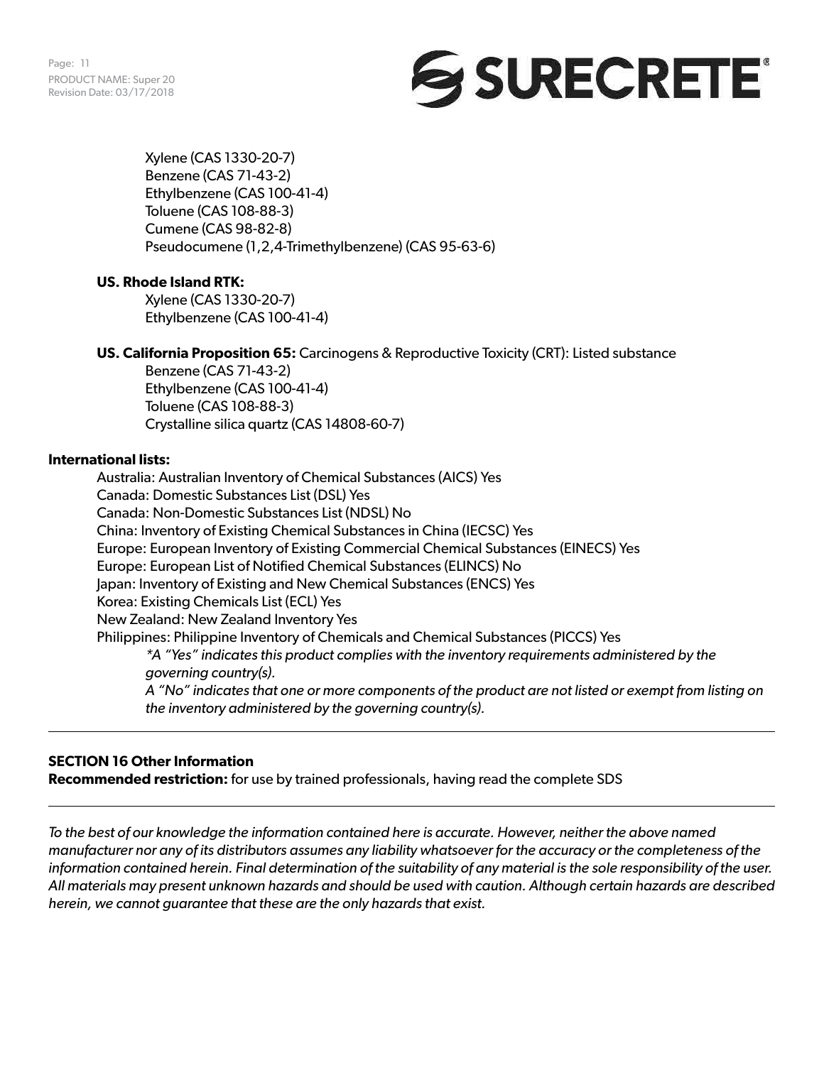Xylene (CAS 1330-20-7)
Benzene (CAS 71-43-2)
Ethylbenzene (CAS 100-41-4)
Toluene (CAS 108-88-3)
Cumene (CAS 98-82-8)
Pseudocumene (1,2,4-Trimethylbenzene) (CAS 95-63-6)

**US. Rhode Island RTK:**

Xylene (CAS 1330-20-7)
Ethylbenzene (CAS 100-41-4)

**US. California Proposition 65:** Carcinogens & Reproductive Toxicity (CRT): Listed substance

Benzene (CAS 71-43-2)
Ethylbenzene (CAS 100-41-4)
Toluene (CAS 108-88-3)
Crystalline silica quartz (CAS 14808-60-7)

**International lists:**

Australia: Australian Inventory of Chemical Substances (AICS) Yes
Canada: Domestic Substances List (DSL) Yes
Canada: Non-Domestic Substances List (NDSL) No
China: Inventory of Existing Chemical Substances in China (IECSC) Yes
Europe: European Inventory of Existing Commercial Chemical Substances (EINECS) Yes
Europe: European List of Notified Chemical Substances (ELINCS) No
Japan: Inventory of Existing and New Chemical Substances (ENCS) Yes
Korea: Existing Chemicals List (ECL) Yes
New Zealand: New Zealand Inventory Yes
Philippines: Philippine Inventory of Chemicals and Chemical Substances (PICCS) Yes

*\*A "Yes" indicates this product complies with the inventory requirements administered by the governing country(s).*

*A "No" indicates that one or more components of the product are not listed or exempt from listing on the inventory administered by the governing country(s).*

---

## SECTION 16 Other Information

**Recommended restriction:** for use by trained professionals, having read the complete SDS

---

*To the best of our knowledge the information contained here is accurate. However, neither the above named manufacturer nor any of its distributors assumes any liability whatsoever for the accuracy or the completeness of the information contained herein. Final determination of the suitability of any material is the sole responsibility of the user. All materials may present unknown hazards and should be used with caution. Although certain hazards are described herein, we cannot guarantee that these are the only hazards that exist.*